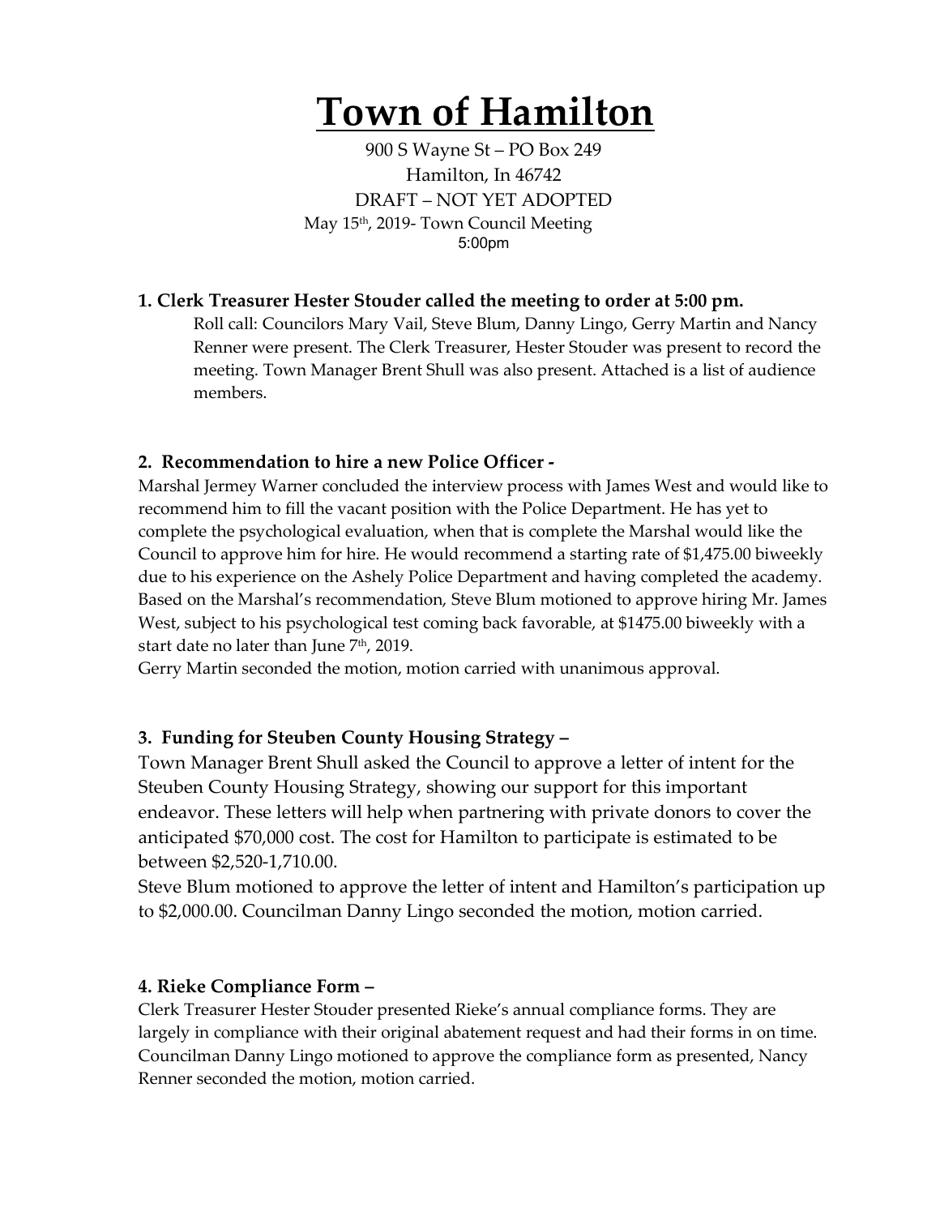# Town of Hamilton

900 S Wayne St – PO Box 249
Hamilton, In 46742
DRAFT – NOT YET ADOPTED
May 15th, 2019- Town Council Meeting
5:00pm

**1. Clerk Treasurer Hester Stouder called the meeting to order at 5:00 pm.**

Roll call: Councilors Mary Vail, Steve Blum, Danny Lingo, Gerry Martin and Nancy Renner were present. The Clerk Treasurer, Hester Stouder was present to record the meeting. Town Manager Brent Shull was also present. Attached is a list of audience members.

**2. Recommendation to hire a new Police Officer -**

Marshal Jermey Warner concluded the interview process with James West and would like to recommend him to fill the vacant position with the Police Department. He has yet to complete the psychological evaluation, when that is complete the Marshal would like the Council to approve him for hire. He would recommend a starting rate of $1,475.00 biweekly due to his experience on the Ashely Police Department and having completed the academy. Based on the Marshal's recommendation, Steve Blum motioned to approve hiring Mr. James West, subject to his psychological test coming back favorable, at $1475.00 biweekly with a start date no later than June 7th, 2019.
Gerry Martin seconded the motion, motion carried with unanimous approval.

**3. Funding for Steuben County Housing Strategy –**

Town Manager Brent Shull asked the Council to approve a letter of intent for the Steuben County Housing Strategy, showing our support for this important endeavor. These letters will help when partnering with private donors to cover the anticipated $70,000 cost. The cost for Hamilton to participate is estimated to be between $2,520-1,710.00.
Steve Blum motioned to approve the letter of intent and Hamilton's participation up to $2,000.00. Councilman Danny Lingo seconded the motion, motion carried.

**4. Rieke Compliance Form –**

Clerk Treasurer Hester Stouder presented Rieke's annual compliance forms. They are largely in compliance with their original abatement request and had their forms in on time. Councilman Danny Lingo motioned to approve the compliance form as presented, Nancy Renner seconded the motion, motion carried.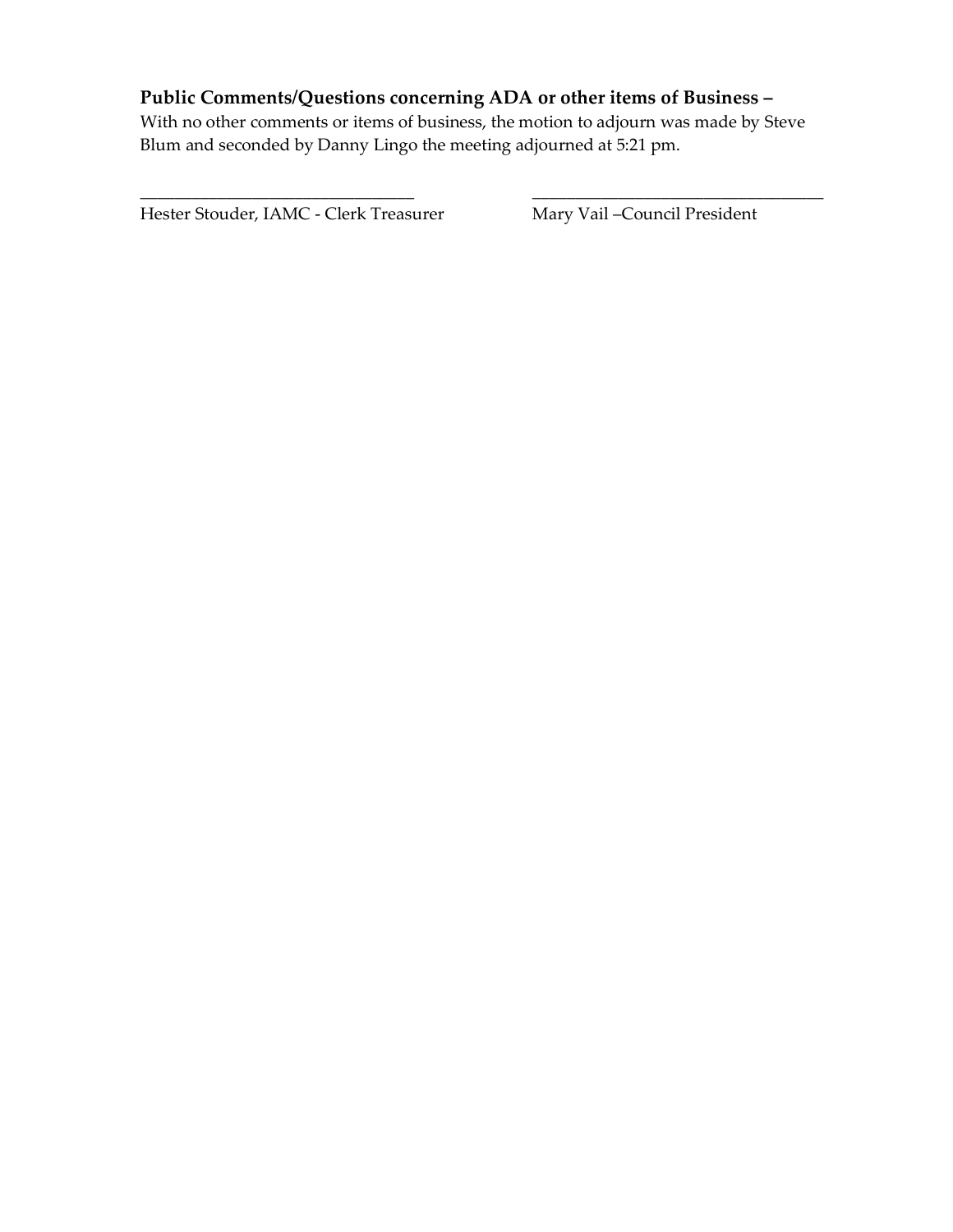**Public Comments/Questions concerning ADA or other items of Business –**
With no other comments or items of business, the motion to adjourn was made by Steve Blum and seconded by Danny Lingo the meeting adjourned at 5:21 pm.

| | |
|---|---|
| ________________________________ | __________________________________ |
| Hester Stouder, IAMC - Clerk Treasurer | Mary Vail –Council President |